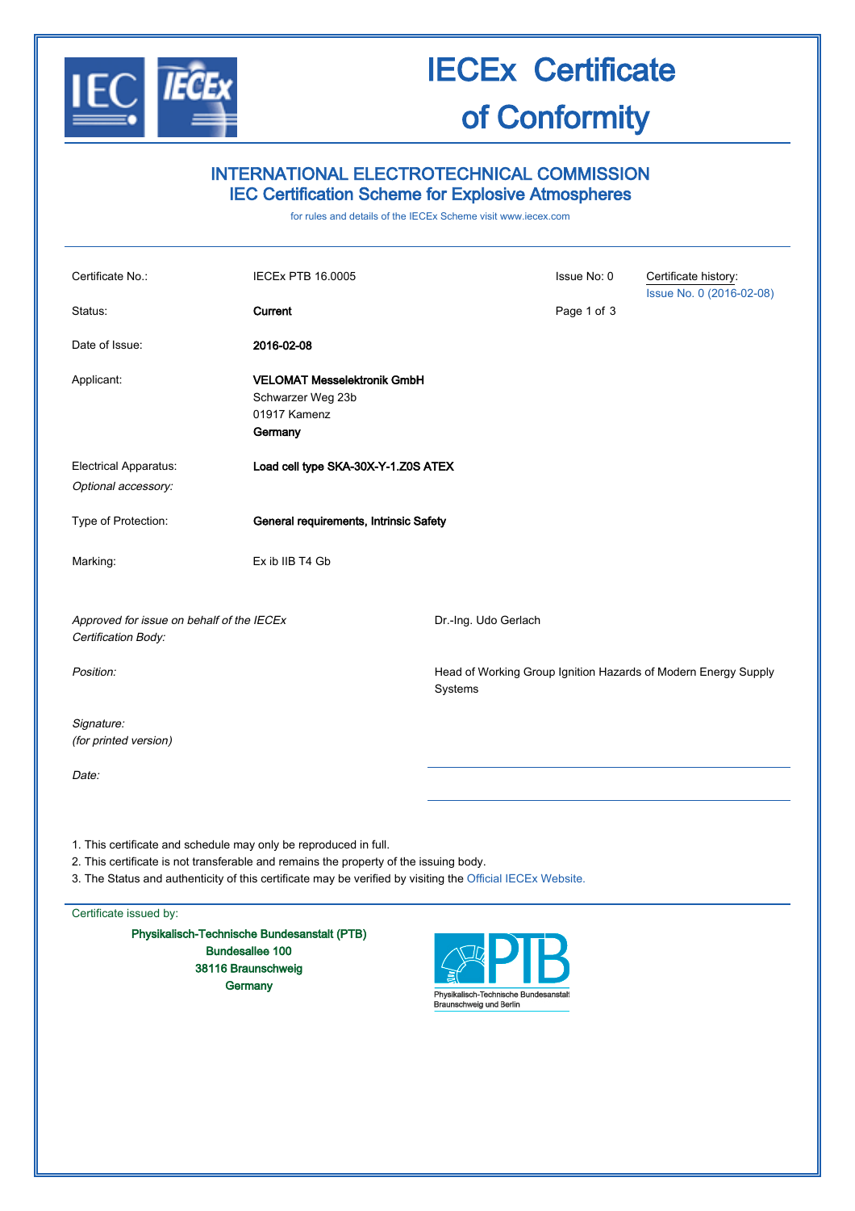# IECEx Certificate of Conformity

## INTERNATIONAL ELECTROTECHNICAL COMMISSION
## IEC Certification Scheme for Explosive Atmospheres

for rules and details of the IECEx Scheme visit www.iecex.com

| | | | |
|---|---|---|---|
| Certificate No.: | IECEx PTB 16.0005 | Issue No: 0 | Certificate history: Issue No. 0 (2016-02-08) |
| Status: | **Current** | | |
| Date of Issue: | **2016-02-08** | | |
| Applicant: | **VELOMAT Messelektronik GmbH**<br>Schwarzer Weg 23b<br>01917 Kamenz<br>**Germany** | | |
| Electrical Apparatus:<br>*Optional accessory:* | **Load cell type SKA-30X-Y-1.Z0S ATEX** | | |
| Type of Protection: | **General requirements, Intrinsic Safety** | | |
| Marking: | Ex ib IIB T4 Gb | | |

| | |
|---|---|
| *Approved for issue on behalf of the IECEx Certification Body:* | Dr.-Ing. Udo Gerlach |
| *Position:* | Head of Working Group Ignition Hazards of Modern Energy Supply Systems |
| *Signature:*<br>*(for printed version)* | |
| *Date:* | |

1. This certificate and schedule may only be reproduced in full.
2. This certificate is not transferable and remains the property of the issuing body.
3. The Status and authenticity of this certificate may be verified by visiting the Official IECEx Website.

Certificate issued by:

**Physikalisch-Technische Bundesanstalt (PTB)**
**Bundesallee 100**
**38116 Braunschweig**
**Germany**

Physikalisch-Technische Bundesanstalt
Braunschweig und Berlin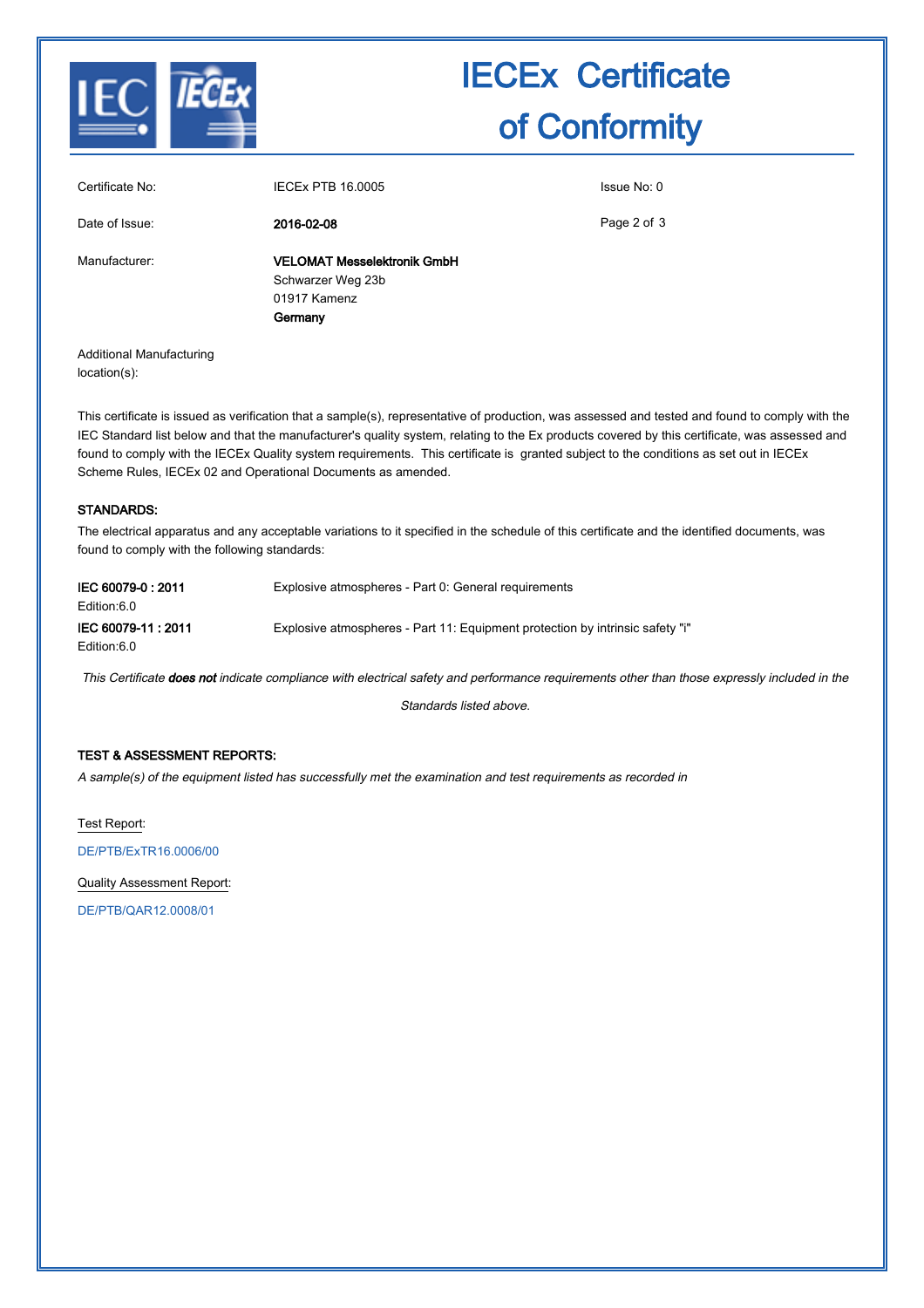# IECEx Certificate of Conformity

| | | |
|---|---|---|
| Certificate No: | IECEx PTB 16.0005 | Issue No: 0 |
| Date of Issue: | **2016-02-08** | |
| Manufacturer: | **VELOMAT Messelektronik GmbH**<br>Schwarzer Weg 23b<br>01917 Kamenz<br>**Germany** | |
| Additional Manufacturing location(s): | | |

This certificate is issued as verification that a sample(s), representative of production, was assessed and tested and found to comply with the IEC Standard list below and that the manufacturer's quality system, relating to the Ex products covered by this certificate, was assessed and found to comply with the IECEx Quality system requirements. This certificate is granted subject to the conditions as set out in IECEx Scheme Rules, IECEx 02 and Operational Documents as amended.

### STANDARDS:

The electrical apparatus and any acceptable variations to it specified in the schedule of this certificate and the identified documents, was found to comply with the following standards:

| | |
|---|---|
| **IEC 60079-0 : 2011**<br>Edition:6.0 | Explosive atmospheres - Part 0: General requirements |
| **IEC 60079-11 : 2011**<br>Edition:6.0 | Explosive atmospheres - Part 11: Equipment protection by intrinsic safety "i" |

*This Certificate **does not** indicate compliance with electrical safety and performance requirements other than those expressly included in the Standards listed above.*

### TEST & ASSESSMENT REPORTS:

*A sample(s) of the equipment listed has successfully met the examination and test requirements as recorded in*

Test Report:

DE/PTB/ExTR16.0006/00

Quality Assessment Report:

DE/PTB/QAR12.0008/01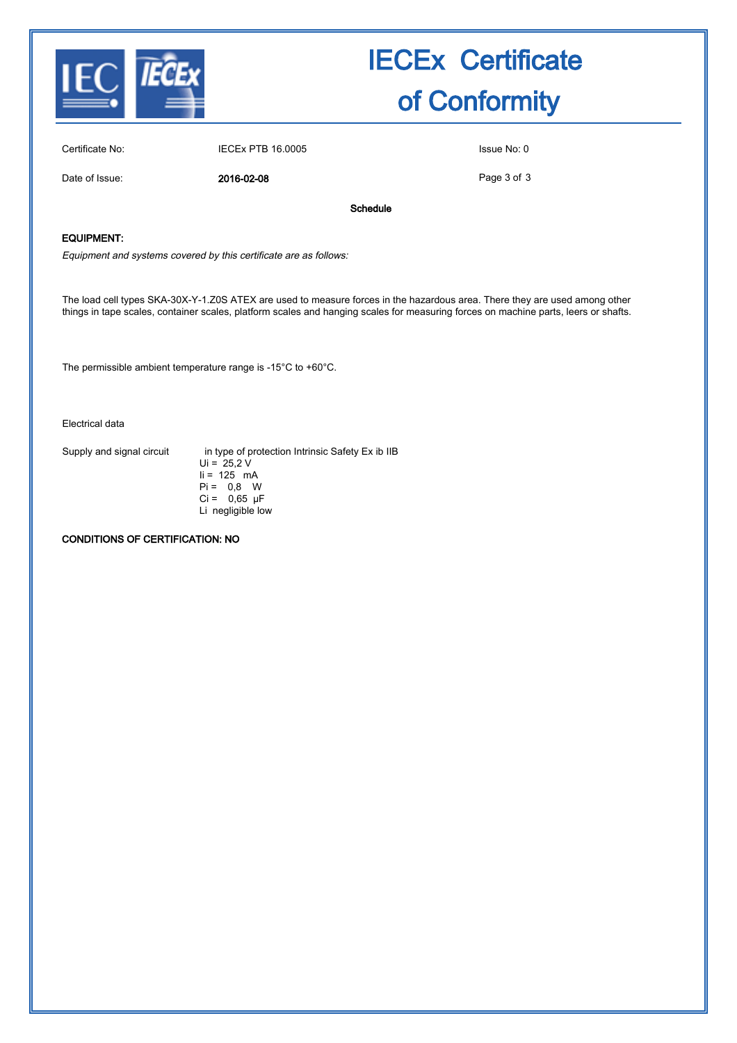# IECEx Certificate of Conformity

| | | |
|---|---|---|
| Certificate No: | IECEx PTB 16.0005 | Issue No: 0 |
| Date of Issue: | **2016-02-08** | |

**Schedule**

**EQUIPMENT:**

*Equipment and systems covered by this certificate are as follows:*

The load cell types SKA-30X-Y-1.Z0S ATEX are used to measure forces in the hazardous area. There they are used among other things in tape scales, container scales, platform scales and hanging scales for measuring forces on machine parts, leers or shafts.

The permissible ambient temperature range is -15°C to +60°C.

Electrical data

Supply and signal circuit in type of protection Intrinsic Safety Ex ib IIB
$U_i$ = 25,2 V
$I_i$ = 125 mA
$P_i$ = 0,8 W
$C_i$ = 0,65 µF
$L_i$ negligible low

**CONDITIONS OF CERTIFICATION: NO**